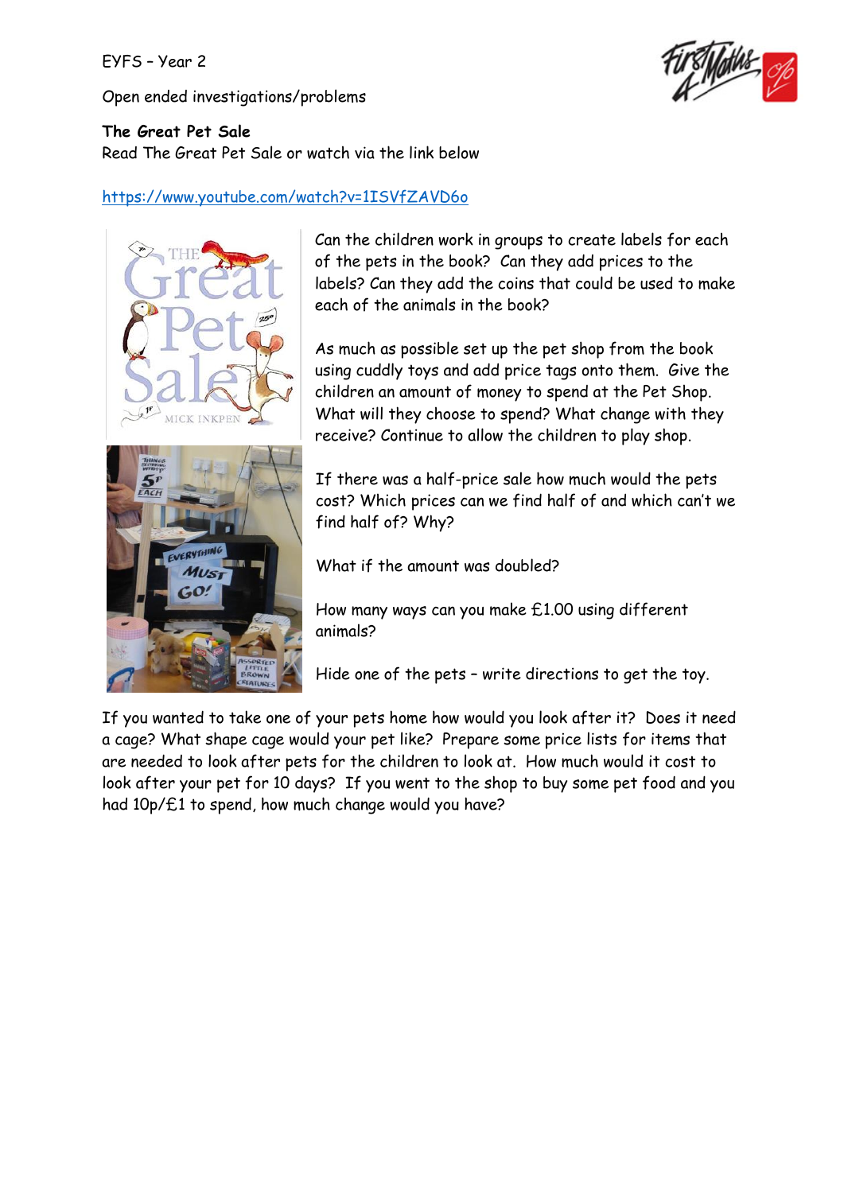EYFS – Year 2

Open ended investigations/problems

**The Great Pet Sale**
Read The Great Pet Sale or watch via the link below

https://www.youtube.com/watch?v=1ISVfZAVD6o

Can the children work in groups to create labels for each of the pets in the book? Can they add prices to the labels? Can they add the coins that could be used to make each of the animals in the book?

As much as possible set up the pet shop from the book using cuddly toys and add price tags onto them. Give the children an amount of money to spend at the Pet Shop. What will they choose to spend? What change with they receive? Continue to allow the children to play shop.

If there was a half-price sale how much would the pets cost? Which prices can we find half of and which can't we find half of? Why?

What if the amount was doubled?

How many ways can you make £1.00 using different animals?

Hide one of the pets – write directions to get the toy.

If you wanted to take one of your pets home how would you look after it? Does it need a cage? What shape cage would your pet like? Prepare some price lists for items that are needed to look after pets for the children to look at. How much would it cost to look after your pet for 10 days? If you went to the shop to buy some pet food and you had 10p/£1 to spend, how much change would you have?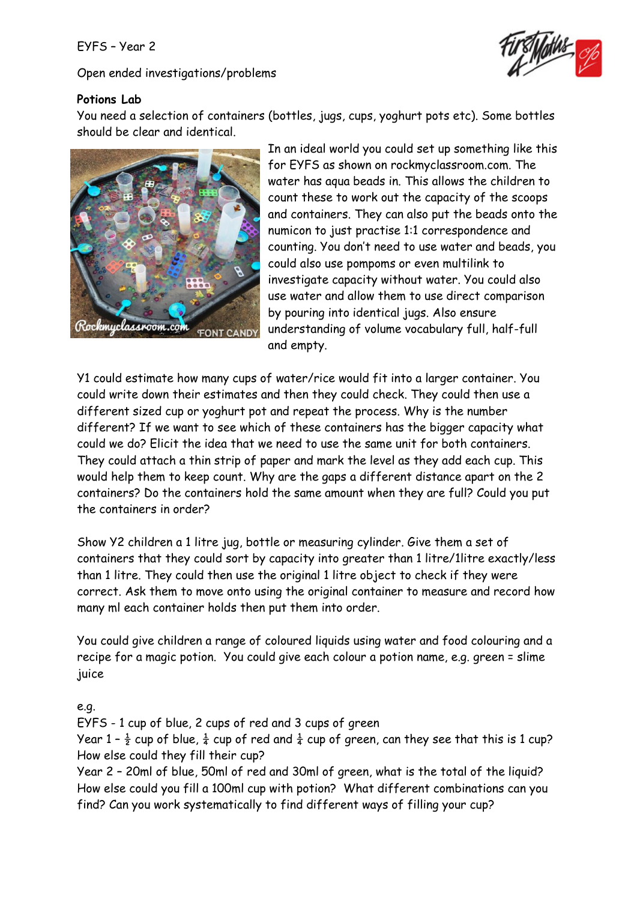EYFS – Year 2

Open ended investigations/problems

**Potions Lab**

You need a selection of containers (bottles, jugs, cups, yoghurt pots etc). Some bottles should be clear and identical.

In an ideal world you could set up something like this for EYFS as shown on rockmyclassroom.com. The water has aqua beads in. This allows the children to count these to work out the capacity of the scoops and containers. They can also put the beads onto the numicon to just practise 1:1 correspondence and counting. You don't need to use water and beads, you could also use pompoms or even multilink to investigate capacity without water. You could also use water and allow them to use direct comparison by pouring into identical jugs. Also ensure understanding of volume vocabulary full, half-full and empty.

Y1 could estimate how many cups of water/rice would fit into a larger container. You could write down their estimates and then they could check. They could then use a different sized cup or yoghurt pot and repeat the process. Why is the number different? If we want to see which of these containers has the bigger capacity what could we do? Elicit the idea that we need to use the same unit for both containers. They could attach a thin strip of paper and mark the level as they add each cup. This would help them to keep count. Why are the gaps a different distance apart on the 2 containers? Do the containers hold the same amount when they are full? Could you put the containers in order?

Show Y2 children a 1 litre jug, bottle or measuring cylinder. Give them a set of containers that they could sort by capacity into greater than 1 litre/1litre exactly/less than 1 litre. They could then use the original 1 litre object to check if they were correct. Ask them to move onto using the original container to measure and record how many ml each container holds then put them into order.

You could give children a range of coloured liquids using water and food colouring and a recipe for a magic potion. You could give each colour a potion name, e.g. green = slime juice

e.g.

EYFS - 1 cup of blue, 2 cups of red and 3 cups of green

Year 1 – $\frac{1}{2}$ cup of blue, $\frac{1}{4}$ cup of red and $\frac{1}{4}$ cup of green, can they see that this is 1 cup? How else could they fill their cup?

Year 2 – 20ml of blue, 50ml of red and 30ml of green, what is the total of the liquid? How else could you fill a 100ml cup with potion? What different combinations can you find? Can you work systematically to find different ways of filling your cup?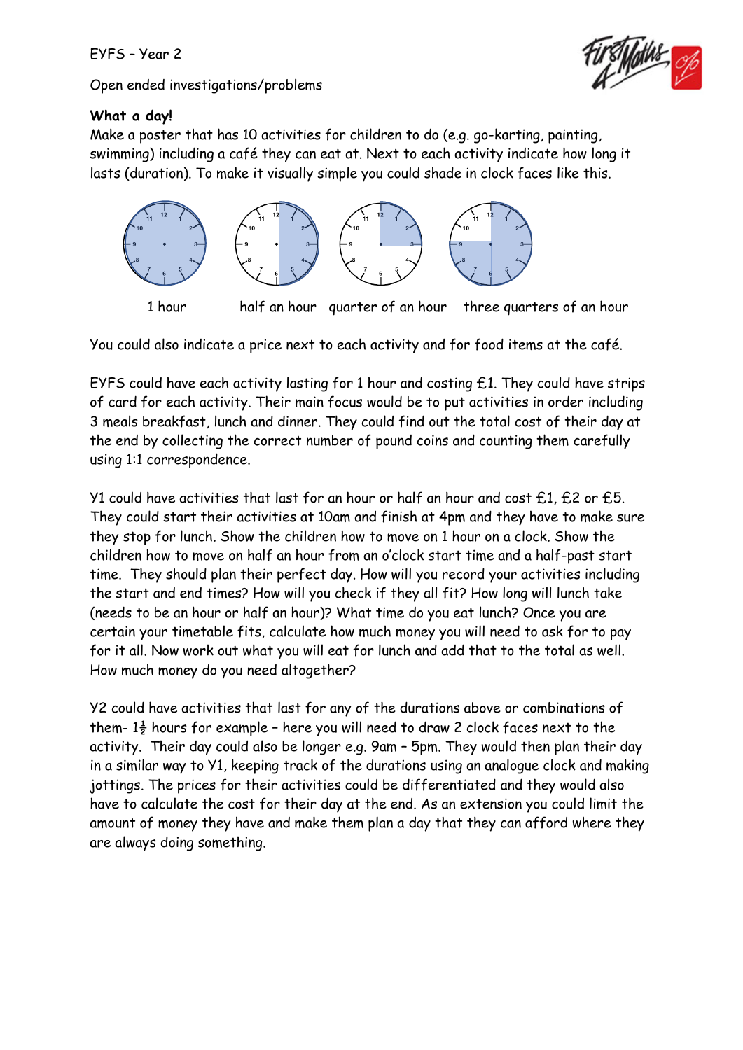EYFS – Year 2

Open ended investigations/problems

**What a day!**

Make a poster that has 10 activities for children to do (e.g. go-karting, painting, swimming) including a café they can eat at. Next to each activity indicate how long it lasts (duration). To make it visually simple you could shade in clock faces like this.

1 hour     half an hour     quarter of an hour     three quarters of an hour

You could also indicate a price next to each activity and for food items at the café.

EYFS could have each activity lasting for 1 hour and costing £1. They could have strips of card for each activity. Their main focus would be to put activities in order including 3 meals breakfast, lunch and dinner. They could find out the total cost of their day at the end by collecting the correct number of pound coins and counting them carefully using 1:1 correspondence.

Y1 could have activities that last for an hour or half an hour and cost £1, £2 or £5. They could start their activities at 10am and finish at 4pm and they have to make sure they stop for lunch. Show the children how to move on 1 hour on a clock. Show the children how to move on half an hour from an o'clock start time and a half-past start time. They should plan their perfect day. How will you record your activities including the start and end times? How will you check if they all fit? How long will lunch take (needs to be an hour or half an hour)? What time do you eat lunch? Once you are certain your timetable fits, calculate how much money you will need to ask for to pay for it all. Now work out what you will eat for lunch and add that to the total as well. How much money do you need altogether?

Y2 could have activities that last for any of the durations above or combinations of them- $1\frac{1}{2}$ hours for example – here you will need to draw 2 clock faces next to the activity. Their day could also be longer e.g. 9am – 5pm. They would then plan their day in a similar way to Y1, keeping track of the durations using an analogue clock and making jottings. The prices for their activities could be differentiated and they would also have to calculate the cost for their day at the end. As an extension you could limit the amount of money they have and make them plan a day that they can afford where they are always doing something.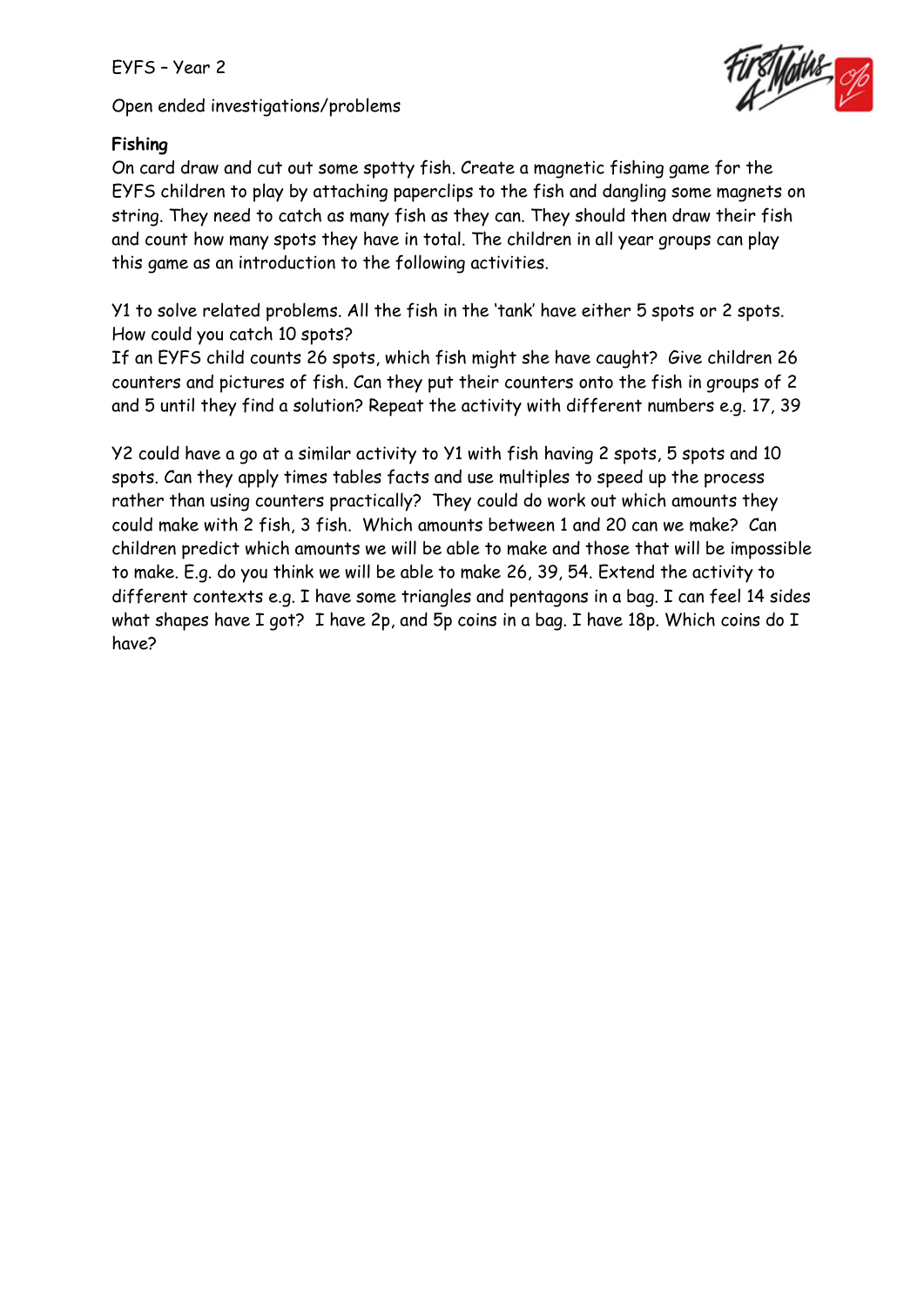EYFS – Year 2

Open ended investigations/problems

**Fishing**

On card draw and cut out some spotty fish. Create a magnetic fishing game for the EYFS children to play by attaching paperclips to the fish and dangling some magnets on string. They need to catch as many fish as they can. They should then draw their fish and count how many spots they have in total. The children in all year groups can play this game as an introduction to the following activities.

Y1 to solve related problems. All the fish in the 'tank' have either 5 spots or 2 spots. How could you catch 10 spots?
If an EYFS child counts 26 spots, which fish might she have caught? Give children 26 counters and pictures of fish. Can they put their counters onto the fish in groups of 2 and 5 until they find a solution? Repeat the activity with different numbers e.g. 17, 39

Y2 could have a go at a similar activity to Y1 with fish having 2 spots, 5 spots and 10 spots. Can they apply times tables facts and use multiples to speed up the process rather than using counters practically? They could do work out which amounts they could make with 2 fish, 3 fish. Which amounts between 1 and 20 can we make? Can children predict which amounts we will be able to make and those that will be impossible to make. E.g. do you think we will be able to make 26, 39, 54. Extend the activity to different contexts e.g. I have some triangles and pentagons in a bag. I can feel 14 sides what shapes have I got? I have 2p, and 5p coins in a bag. I have 18p. Which coins do I have?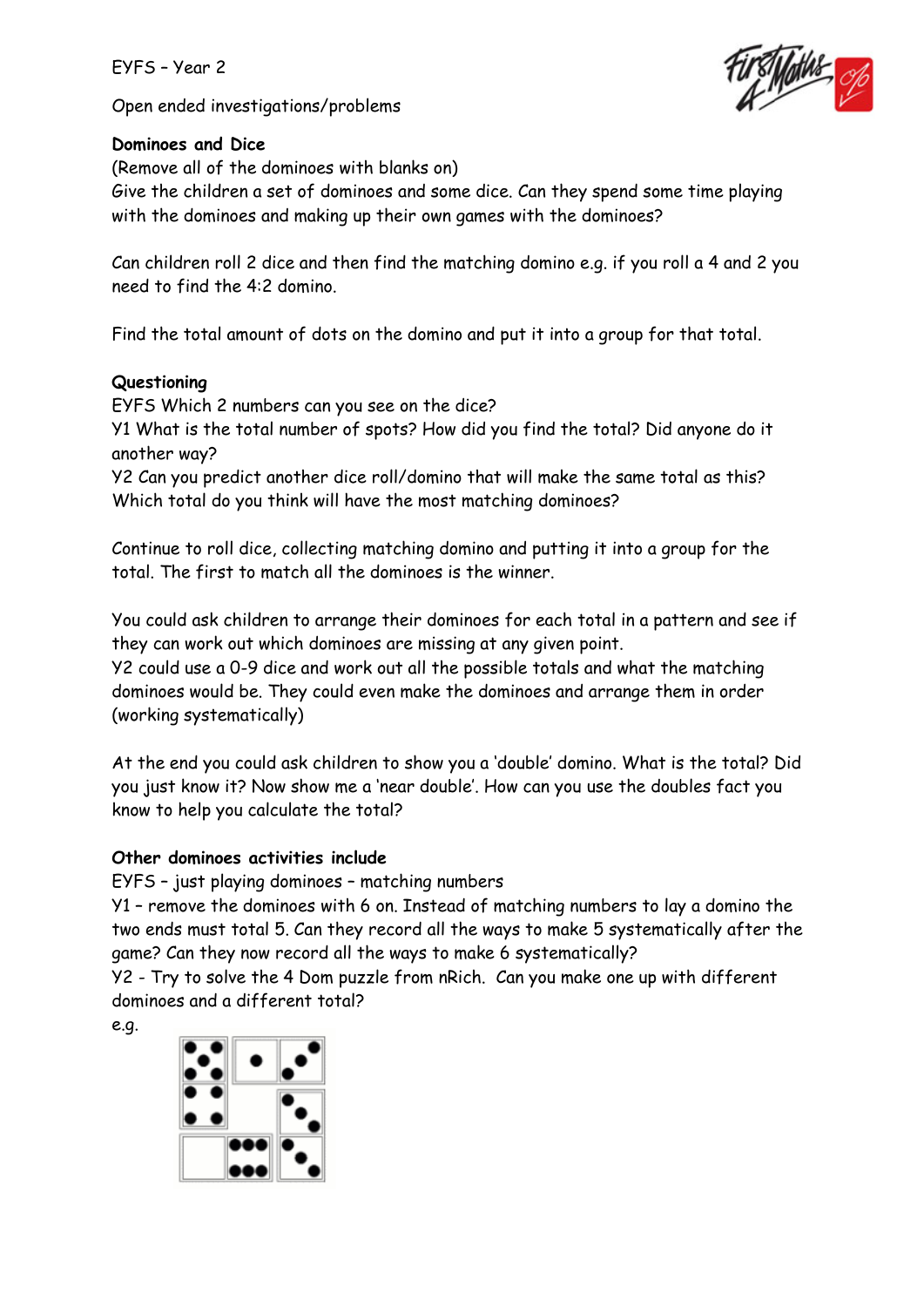EYFS – Year 2

Open ended investigations/problems

**Dominoes and Dice**

(Remove all of the dominoes with blanks on)

Give the children a set of dominoes and some dice. Can they spend some time playing with the dominoes and making up their own games with the dominoes?

Can children roll 2 dice and then find the matching domino e.g. if you roll a 4 and 2 you need to find the 4:2 domino.

Find the total amount of dots on the domino and put it into a group for that total.

**Questioning**

EYFS Which 2 numbers can you see on the dice?

Y1 What is the total number of spots? How did you find the total? Did anyone do it another way?

Y2 Can you predict another dice roll/domino that will make the same total as this? Which total do you think will have the most matching dominoes?

Continue to roll dice, collecting matching domino and putting it into a group for the total. The first to match all the dominoes is the winner.

You could ask children to arrange their dominoes for each total in a pattern and see if they can work out which dominoes are missing at any given point.

Y2 could use a 0-9 dice and work out all the possible totals and what the matching dominoes would be. They could even make the dominoes and arrange them in order (working systematically)

At the end you could ask children to show you a 'double' domino. What is the total? Did you just know it? Now show me a 'near double'. How can you use the doubles fact you know to help you calculate the total?

**Other dominoes activities include**

EYFS – just playing dominoes – matching numbers

Y1 – remove the dominoes with 6 on. Instead of matching numbers to lay a domino the two ends must total 5. Can they record all the ways to make 5 systematically after the game? Can they now record all the ways to make 6 systematically?

Y2 - Try to solve the 4 Dom puzzle from nRich. Can you make one up with different dominoes and a different total?

e.g.